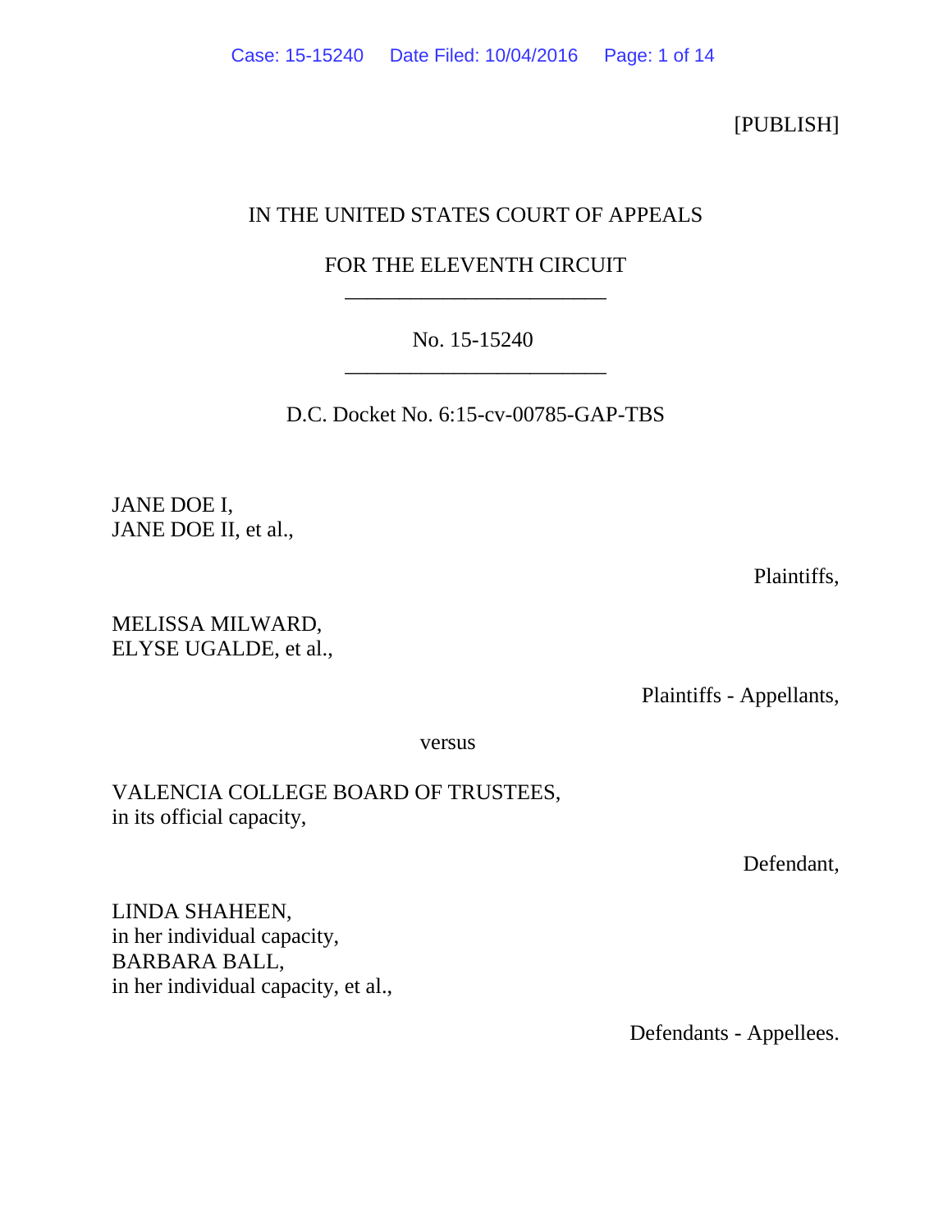[PUBLISH]

IN THE UNITED STATES COURT OF APPEALS

FOR THE ELEVENTH CIRCUIT

________________________

No. 15-15240

________________________

D.C. Docket No. 6:15-cv-00785-GAP-TBS

JANE DOE I,
JANE DOE II, et al.,

Plaintiffs,

MELISSA MILWARD,
ELYSE UGALDE, et al.,

Plaintiffs - Appellants,

versus

VALENCIA COLLEGE BOARD OF TRUSTEES,
in its official capacity,

Defendant,

LINDA SHAHEEN,
in her individual capacity,
BARBARA BALL,
in her individual capacity, et al.,

Defendants - Appellees.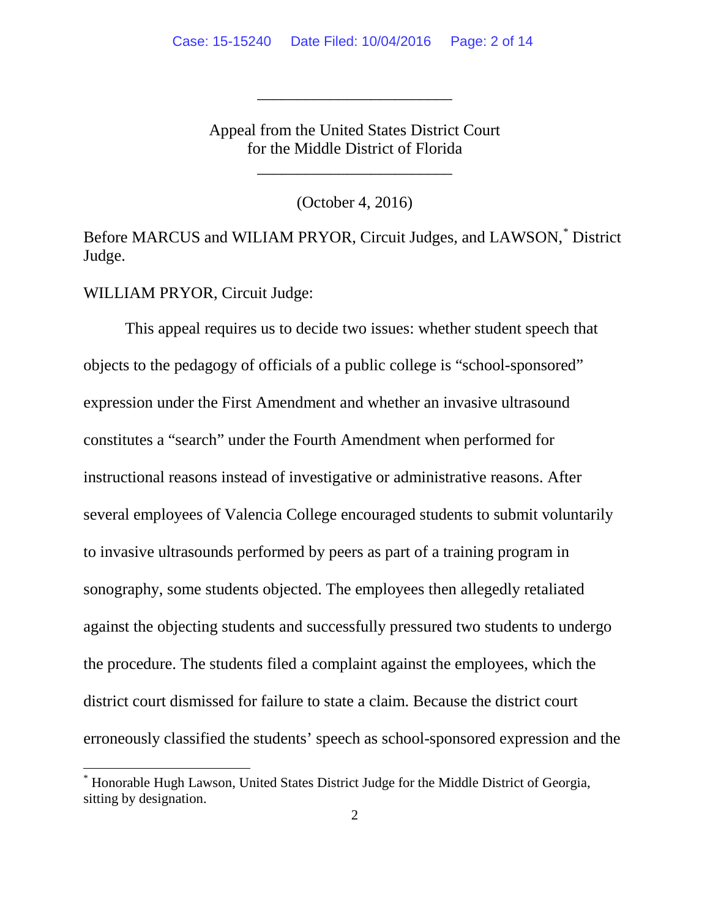Appeal from the United States District Court
for the Middle District of Florida

(October 4, 2016)

Before MARCUS and WILIAM PRYOR, Circuit Judges, and LAWSON,[*] District Judge.

WILLIAM PRYOR, Circuit Judge:

This appeal requires us to decide two issues: whether student speech that objects to the pedagogy of officials of a public college is "school-sponsored" expression under the First Amendment and whether an invasive ultrasound constitutes a "search" under the Fourth Amendment when performed for instructional reasons instead of investigative or administrative reasons. After several employees of Valencia College encouraged students to submit voluntarily to invasive ultrasounds performed by peers as part of a training program in sonography, some students objected. The employees then allegedly retaliated against the objecting students and successfully pressured two students to undergo the procedure. The students filed a complaint against the employees, which the district court dismissed for failure to state a claim. Because the district court erroneously classified the students' speech as school-sponsored expression and the

---

[*] Honorable Hugh Lawson, United States District Judge for the Middle District of Georgia, sitting by designation.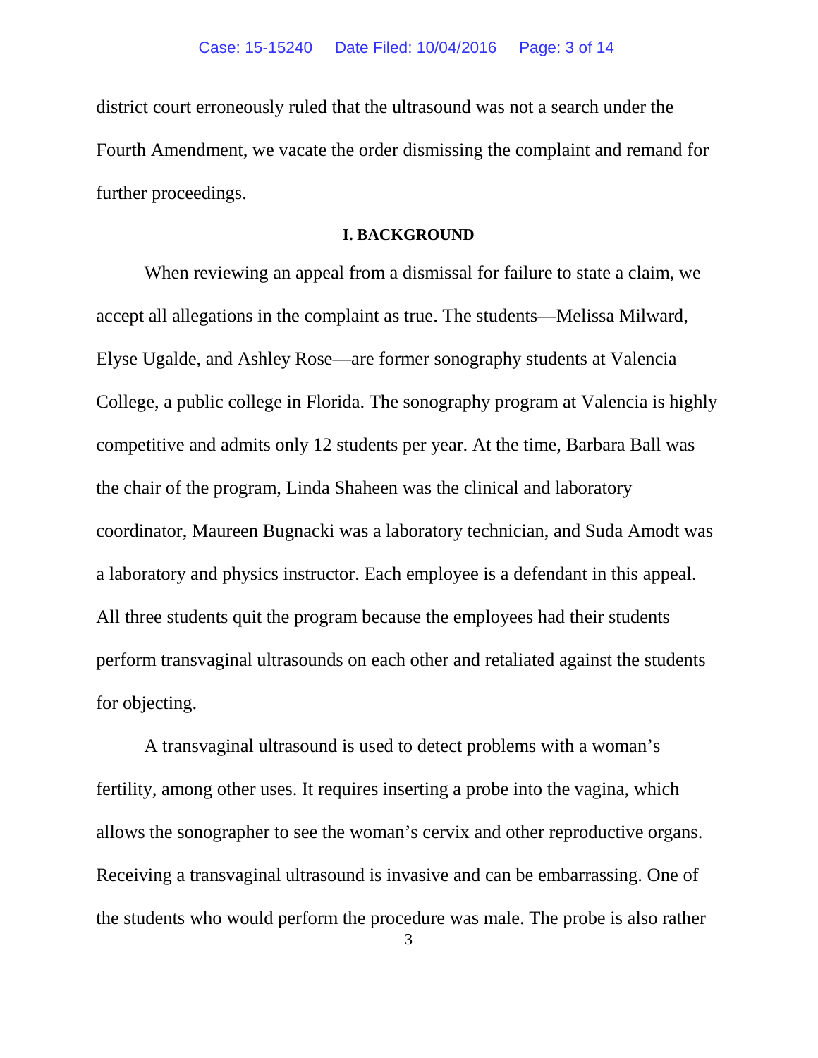district court erroneously ruled that the ultrasound was not a search under the Fourth Amendment, we vacate the order dismissing the complaint and remand for further proceedings.

## I. BACKGROUND

When reviewing an appeal from a dismissal for failure to state a claim, we accept all allegations in the complaint as true. The students—Melissa Milward, Elyse Ugalde, and Ashley Rose—are former sonography students at Valencia College, a public college in Florida. The sonography program at Valencia is highly competitive and admits only 12 students per year. At the time, Barbara Ball was the chair of the program, Linda Shaheen was the clinical and laboratory coordinator, Maureen Bugnacki was a laboratory technician, and Suda Amodt was a laboratory and physics instructor. Each employee is a defendant in this appeal. All three students quit the program because the employees had their students perform transvaginal ultrasounds on each other and retaliated against the students for objecting.

A transvaginal ultrasound is used to detect problems with a woman's fertility, among other uses. It requires inserting a probe into the vagina, which allows the sonographer to see the woman's cervix and other reproductive organs. Receiving a transvaginal ultrasound is invasive and can be embarrassing. One of the students who would perform the procedure was male. The probe is also rather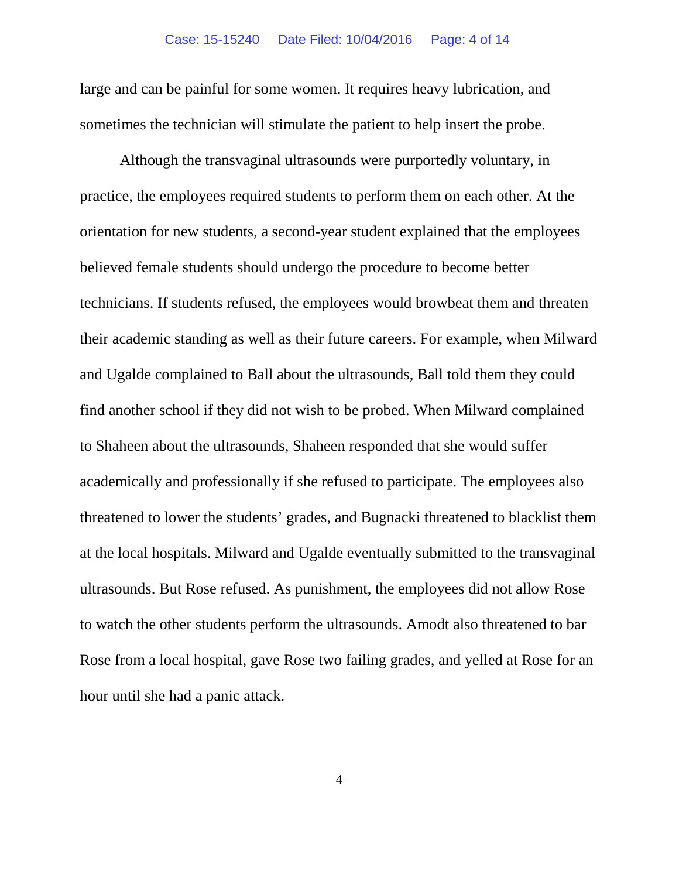large and can be painful for some women. It requires heavy lubrication, and sometimes the technician will stimulate the patient to help insert the probe.

Although the transvaginal ultrasounds were purportedly voluntary, in practice, the employees required students to perform them on each other. At the orientation for new students, a second-year student explained that the employees believed female students should undergo the procedure to become better technicians. If students refused, the employees would browbeat them and threaten their academic standing as well as their future careers. For example, when Milward and Ugalde complained to Ball about the ultrasounds, Ball told them they could find another school if they did not wish to be probed. When Milward complained to Shaheen about the ultrasounds, Shaheen responded that she would suffer academically and professionally if she refused to participate. The employees also threatened to lower the students' grades, and Bugnacki threatened to blacklist them at the local hospitals. Milward and Ugalde eventually submitted to the transvaginal ultrasounds. But Rose refused. As punishment, the employees did not allow Rose to watch the other students perform the ultrasounds. Amodt also threatened to bar Rose from a local hospital, gave Rose two failing grades, and yelled at Rose for an hour until she had a panic attack.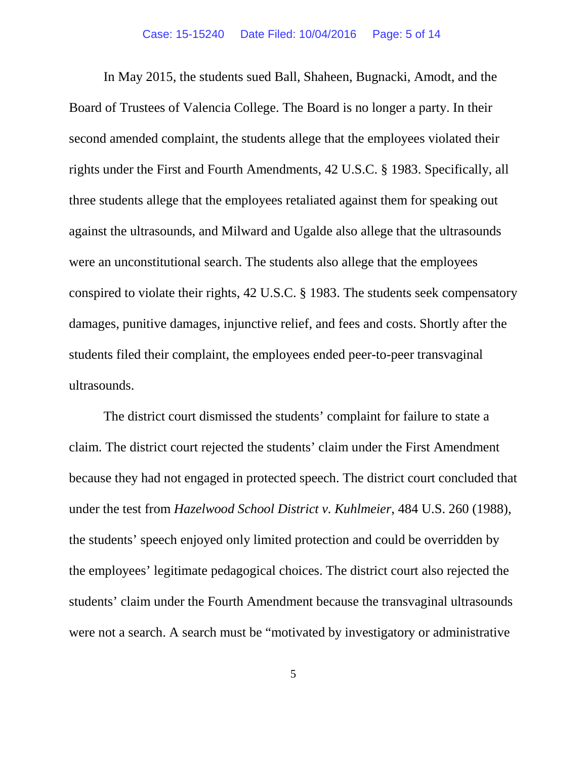In May 2015, the students sued Ball, Shaheen, Bugnacki, Amodt, and the Board of Trustees of Valencia College. The Board is no longer a party. In their second amended complaint, the students allege that the employees violated their rights under the First and Fourth Amendments, 42 U.S.C. § 1983. Specifically, all three students allege that the employees retaliated against them for speaking out against the ultrasounds, and Milward and Ugalde also allege that the ultrasounds were an unconstitutional search. The students also allege that the employees conspired to violate their rights, 42 U.S.C. § 1983. The students seek compensatory damages, punitive damages, injunctive relief, and fees and costs. Shortly after the students filed their complaint, the employees ended peer-to-peer transvaginal ultrasounds.

The district court dismissed the students' complaint for failure to state a claim. The district court rejected the students' claim under the First Amendment because they had not engaged in protected speech. The district court concluded that under the test from *Hazelwood School District v. Kuhlmeier*, 484 U.S. 260 (1988), the students' speech enjoyed only limited protection and could be overridden by the employees' legitimate pedagogical choices. The district court also rejected the students' claim under the Fourth Amendment because the transvaginal ultrasounds were not a search. A search must be "motivated by investigatory or administrative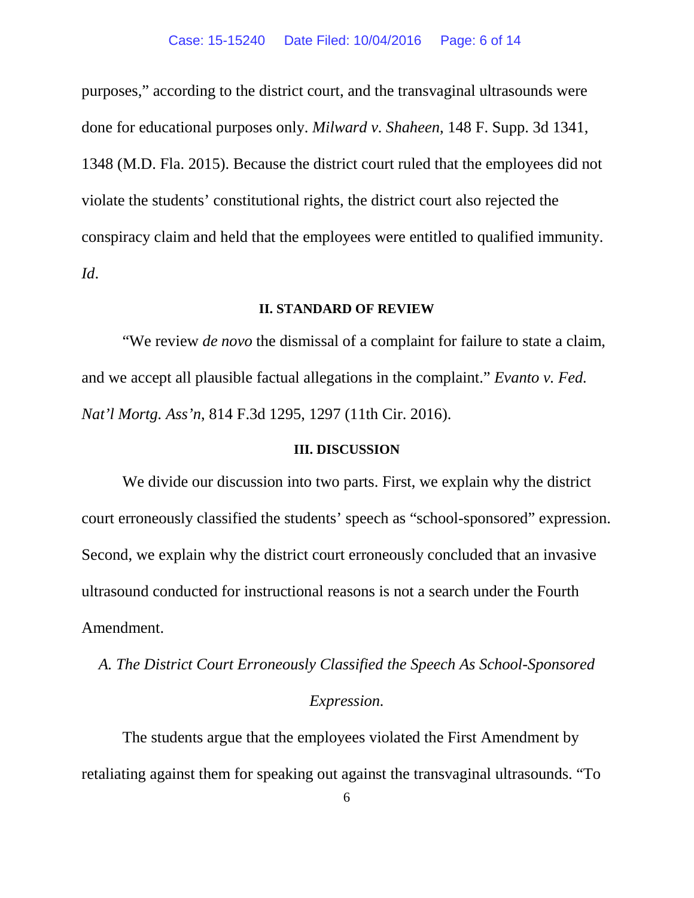purposes," according to the district court, and the transvaginal ultrasounds were done for educational purposes only. *Milward v. Shaheen*, 148 F. Supp. 3d 1341, 1348 (M.D. Fla. 2015). Because the district court ruled that the employees did not violate the students' constitutional rights, the district court also rejected the conspiracy claim and held that the employees were entitled to qualified immunity. *Id*.

## II. STANDARD OF REVIEW

"We review *de novo* the dismissal of a complaint for failure to state a claim, and we accept all plausible factual allegations in the complaint." *Evanto v. Fed. Nat'l Mortg. Ass'n*, 814 F.3d 1295, 1297 (11th Cir. 2016).

## III. DISCUSSION

We divide our discussion into two parts. First, we explain why the district court erroneously classified the students' speech as "school-sponsored" expression. Second, we explain why the district court erroneously concluded that an invasive ultrasound conducted for instructional reasons is not a search under the Fourth Amendment.

### *A. The District Court Erroneously Classified the Speech As School-Sponsored Expression.*

The students argue that the employees violated the First Amendment by retaliating against them for speaking out against the transvaginal ultrasounds. "To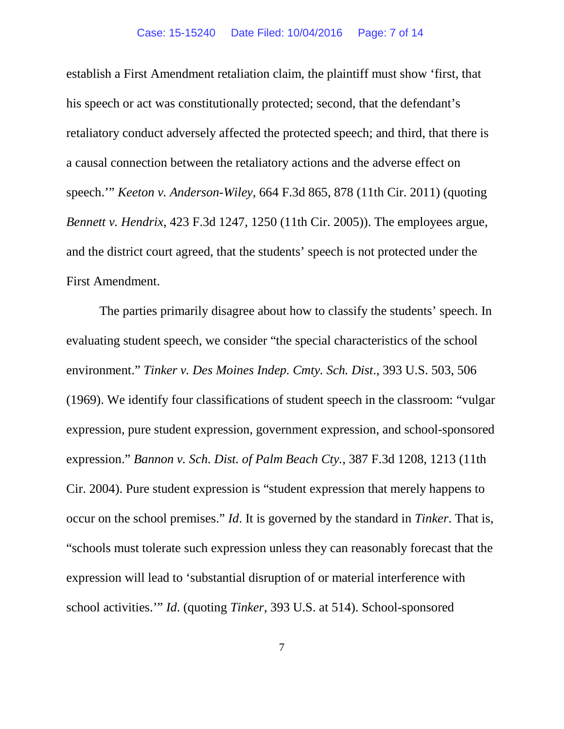establish a First Amendment retaliation claim, the plaintiff must show 'first, that his speech or act was constitutionally protected; second, that the defendant's retaliatory conduct adversely affected the protected speech; and third, that there is a causal connection between the retaliatory actions and the adverse effect on speech.'" *Keeton v. Anderson-Wiley*, 664 F.3d 865, 878 (11th Cir. 2011) (quoting *Bennett v. Hendrix*, 423 F.3d 1247, 1250 (11th Cir. 2005)). The employees argue, and the district court agreed, that the students' speech is not protected under the First Amendment.

The parties primarily disagree about how to classify the students' speech. In evaluating student speech, we consider "the special characteristics of the school environment." *Tinker v. Des Moines Indep. Cmty. Sch. Dist*., 393 U.S. 503, 506 (1969). We identify four classifications of student speech in the classroom: "vulgar expression, pure student expression, government expression, and school-sponsored expression." *Bannon v. Sch. Dist. of Palm Beach Cty.*, 387 F.3d 1208, 1213 (11th Cir. 2004). Pure student expression is "student expression that merely happens to occur on the school premises." *Id*. It is governed by the standard in *Tinker*. That is, "schools must tolerate such expression unless they can reasonably forecast that the expression will lead to 'substantial disruption of or material interference with school activities.'" *Id*. (quoting *Tinker*, 393 U.S. at 514). School-sponsored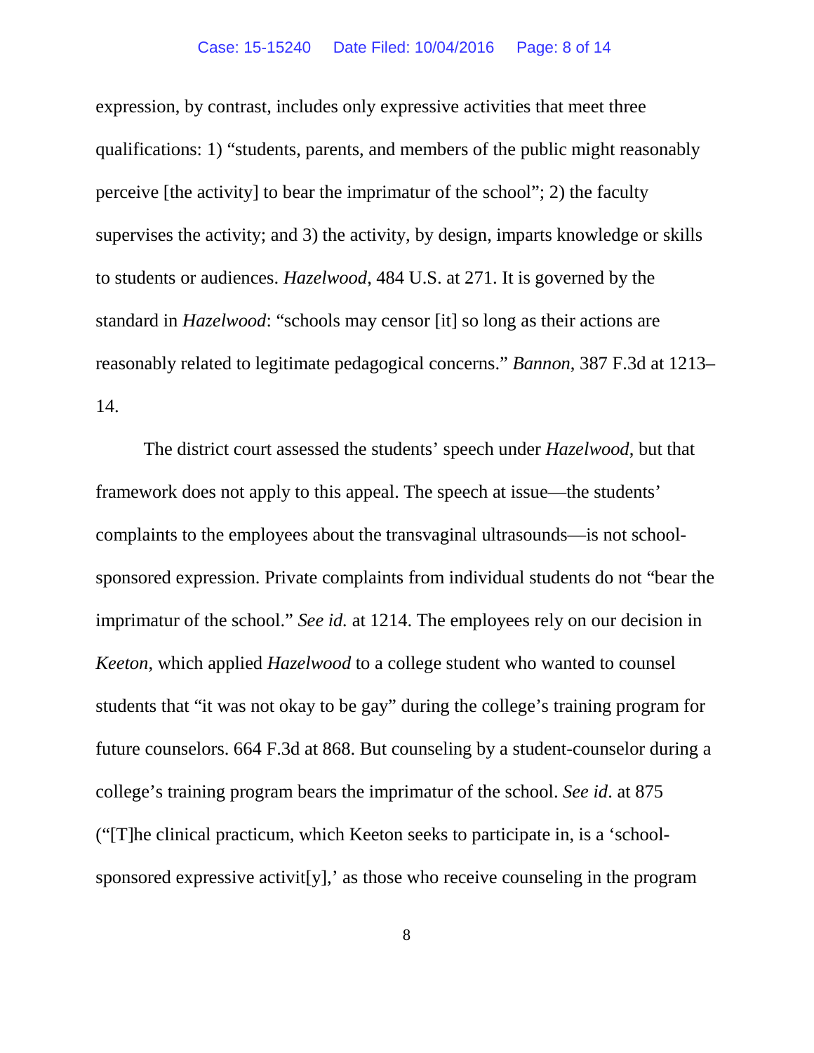expression, by contrast, includes only expressive activities that meet three qualifications: 1) "students, parents, and members of the public might reasonably perceive [the activity] to bear the imprimatur of the school"; 2) the faculty supervises the activity; and 3) the activity, by design, imparts knowledge or skills to students or audiences. *Hazelwood*, 484 U.S. at 271. It is governed by the standard in *Hazelwood*: "schools may censor [it] so long as their actions are reasonably related to legitimate pedagogical concerns." *Bannon*, 387 F.3d at 1213–14.

The district court assessed the students' speech under *Hazelwood*, but that framework does not apply to this appeal. The speech at issue—the students' complaints to the employees about the transvaginal ultrasounds—is not school-sponsored expression. Private complaints from individual students do not "bear the imprimatur of the school." *See id.* at 1214. The employees rely on our decision in *Keeton*, which applied *Hazelwood* to a college student who wanted to counsel students that "it was not okay to be gay" during the college's training program for future counselors. 664 F.3d at 868. But counseling by a student-counselor during a college's training program bears the imprimatur of the school. *See id*. at 875 ("[T]he clinical practicum, which Keeton seeks to participate in, is a 'school-sponsored expressive activit[y],' as those who receive counseling in the program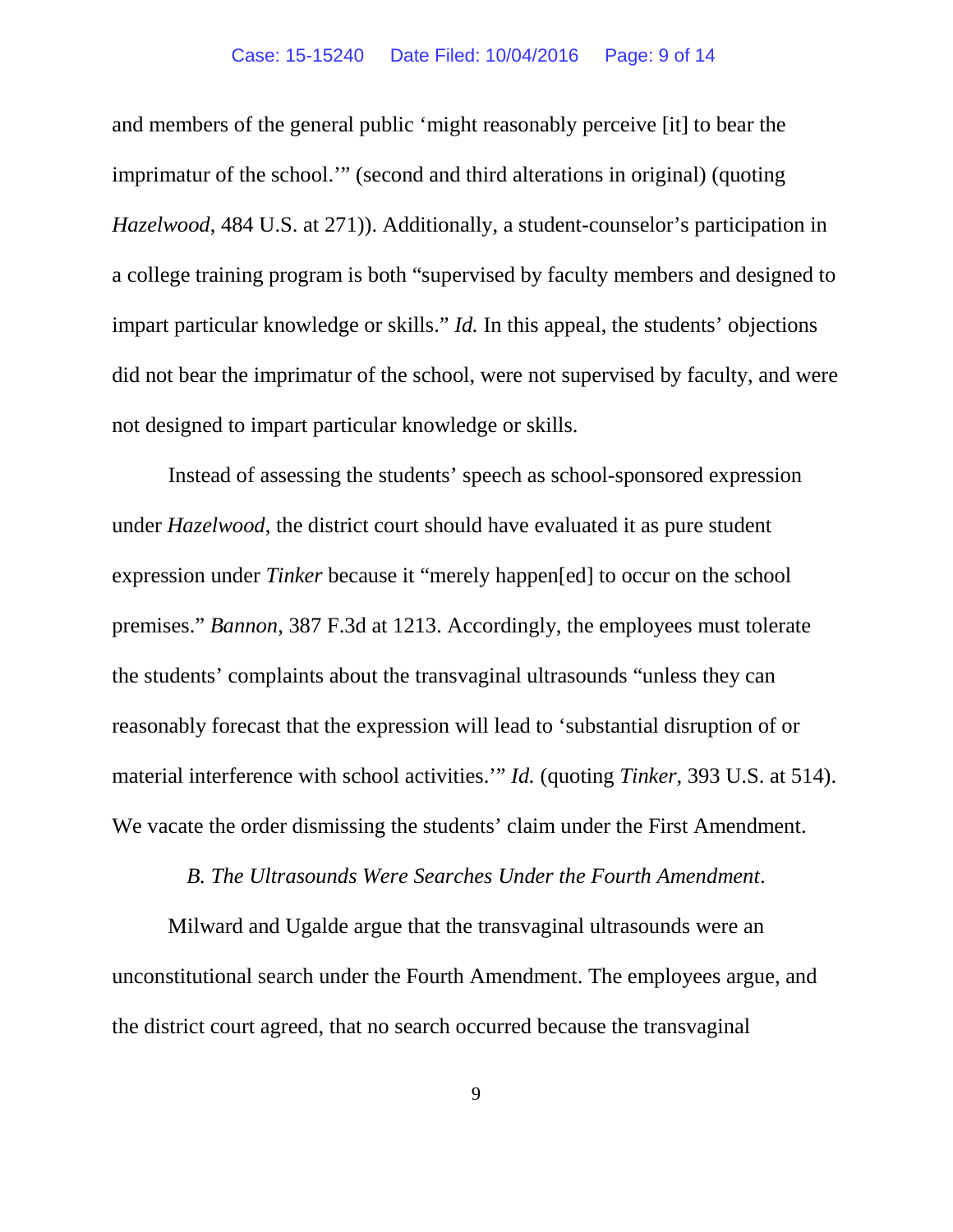and members of the general public 'might reasonably perceive [it] to bear the imprimatur of the school.'" (second and third alterations in original) (quoting *Hazelwood*, 484 U.S. at 271)). Additionally, a student-counselor's participation in a college training program is both "supervised by faculty members and designed to impart particular knowledge or skills." *Id.* In this appeal, the students' objections did not bear the imprimatur of the school, were not supervised by faculty, and were not designed to impart particular knowledge or skills.

Instead of assessing the students' speech as school-sponsored expression under *Hazelwood*, the district court should have evaluated it as pure student expression under *Tinker* because it "merely happen[ed] to occur on the school premises." *Bannon*, 387 F.3d at 1213. Accordingly, the employees must tolerate the students' complaints about the transvaginal ultrasounds "unless they can reasonably forecast that the expression will lead to 'substantial disruption of or material interference with school activities.'" *Id.* (quoting *Tinker*, 393 U.S. at 514). We vacate the order dismissing the students' claim under the First Amendment.

*B. The Ultrasounds Were Searches Under the Fourth Amendment*.

Milward and Ugalde argue that the transvaginal ultrasounds were an unconstitutional search under the Fourth Amendment. The employees argue, and the district court agreed, that no search occurred because the transvaginal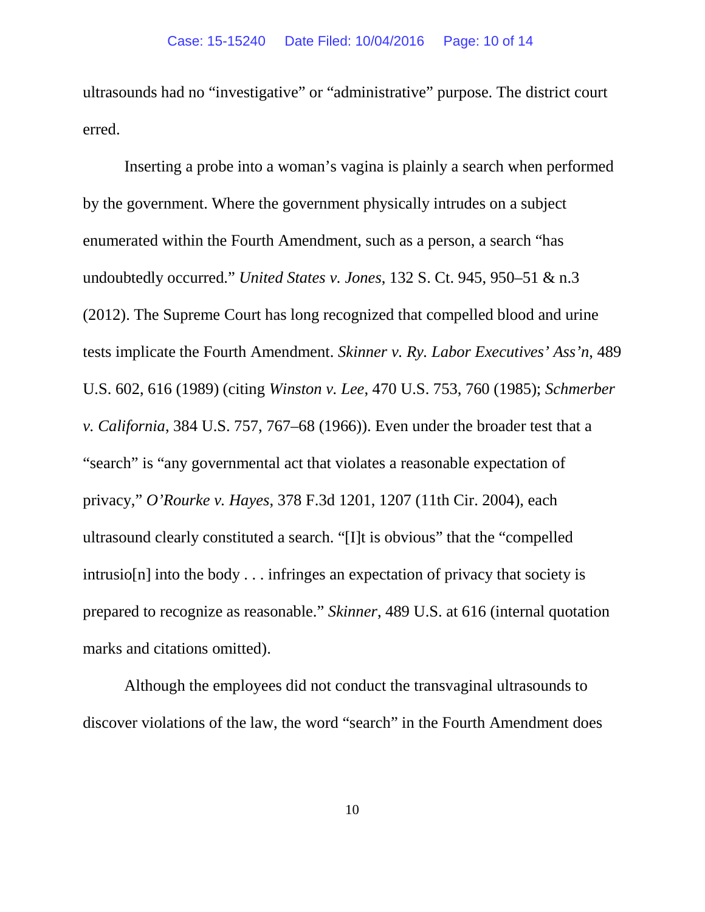ultrasounds had no "investigative" or "administrative" purpose. The district court erred.

Inserting a probe into a woman's vagina is plainly a search when performed by the government. Where the government physically intrudes on a subject enumerated within the Fourth Amendment, such as a person, a search "has undoubtedly occurred." *United States v. Jones*, 132 S. Ct. 945, 950–51 & n.3 (2012). The Supreme Court has long recognized that compelled blood and urine tests implicate the Fourth Amendment. *Skinner v. Ry. Labor Executives' Ass'n*, 489 U.S. 602, 616 (1989) (citing *Winston v. Lee*, 470 U.S. 753, 760 (1985); *Schmerber v. California*, 384 U.S. 757, 767–68 (1966)). Even under the broader test that a "search" is "any governmental act that violates a reasonable expectation of privacy," *O'Rourke v. Hayes*, 378 F.3d 1201, 1207 (11th Cir. 2004), each ultrasound clearly constituted a search. "[I]t is obvious" that the "compelled intrusio[n] into the body . . . infringes an expectation of privacy that society is prepared to recognize as reasonable." *Skinner*, 489 U.S. at 616 (internal quotation marks and citations omitted).

Although the employees did not conduct the transvaginal ultrasounds to discover violations of the law, the word "search" in the Fourth Amendment does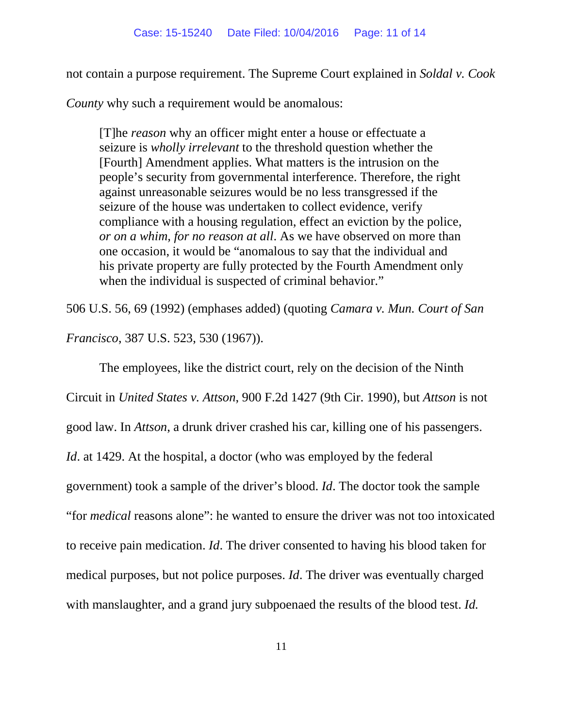not contain a purpose requirement. The Supreme Court explained in *Soldal v. Cook County* why such a requirement would be anomalous:

> [T]he *reason* why an officer might enter a house or effectuate a seizure is *wholly irrelevant* to the threshold question whether the [Fourth] Amendment applies. What matters is the intrusion on the people's security from governmental interference. Therefore, the right against unreasonable seizures would be no less transgressed if the seizure of the house was undertaken to collect evidence, verify compliance with a housing regulation, effect an eviction by the police, *or on a whim, for no reason at all*. As we have observed on more than one occasion, it would be "anomalous to say that the individual and his private property are fully protected by the Fourth Amendment only when the individual is suspected of criminal behavior."

506 U.S. 56, 69 (1992) (emphases added) (quoting *Camara v. Mun. Court of San Francisco*, 387 U.S. 523, 530 (1967)).

The employees, like the district court, rely on the decision of the Ninth Circuit in *United States v. Attson*, 900 F.2d 1427 (9th Cir. 1990), but *Attson* is not good law. In *Attson*, a drunk driver crashed his car, killing one of his passengers. *Id*. at 1429. At the hospital, a doctor (who was employed by the federal government) took a sample of the driver's blood. *Id*. The doctor took the sample "for *medical* reasons alone": he wanted to ensure the driver was not too intoxicated to receive pain medication. *Id*. The driver consented to having his blood taken for medical purposes, but not police purposes. *Id*. The driver was eventually charged with manslaughter, and a grand jury subpoenaed the results of the blood test. *Id.*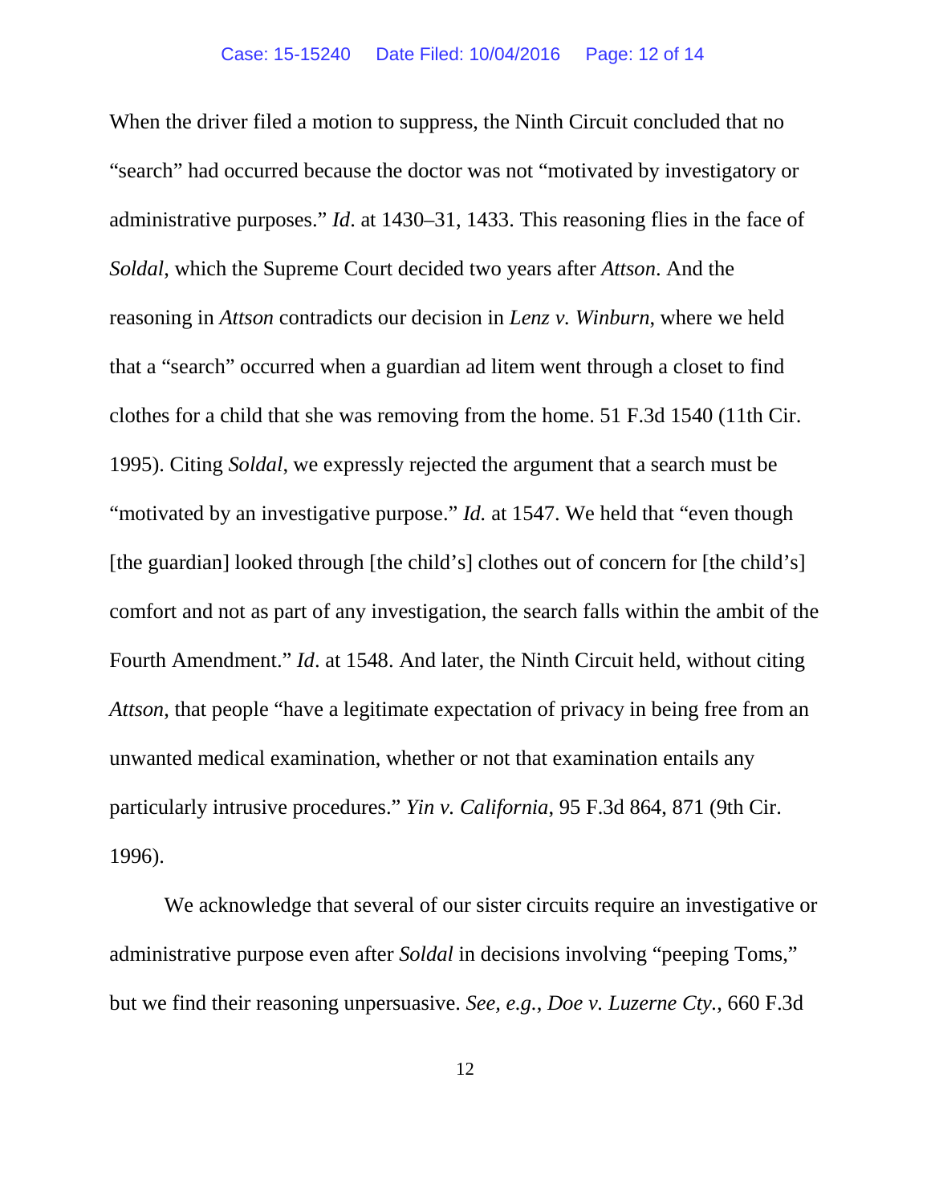When the driver filed a motion to suppress, the Ninth Circuit concluded that no "search" had occurred because the doctor was not "motivated by investigatory or administrative purposes." *Id*. at 1430–31, 1433. This reasoning flies in the face of *Soldal*, which the Supreme Court decided two years after *Attson*. And the reasoning in *Attson* contradicts our decision in *Lenz v. Winburn*, where we held that a "search" occurred when a guardian ad litem went through a closet to find clothes for a child that she was removing from the home. 51 F.3d 1540 (11th Cir. 1995). Citing *Soldal*, we expressly rejected the argument that a search must be "motivated by an investigative purpose." *Id.* at 1547. We held that "even though [the guardian] looked through [the child's] clothes out of concern for [the child's] comfort and not as part of any investigation, the search falls within the ambit of the Fourth Amendment." *Id*. at 1548. And later, the Ninth Circuit held, without citing *Attson*, that people "have a legitimate expectation of privacy in being free from an unwanted medical examination, whether or not that examination entails any particularly intrusive procedures." *Yin v. California*, 95 F.3d 864, 871 (9th Cir. 1996).

We acknowledge that several of our sister circuits require an investigative or administrative purpose even after *Soldal* in decisions involving "peeping Toms," but we find their reasoning unpersuasive. *See, e.g.*, *Doe v. Luzerne Cty.*, 660 F.3d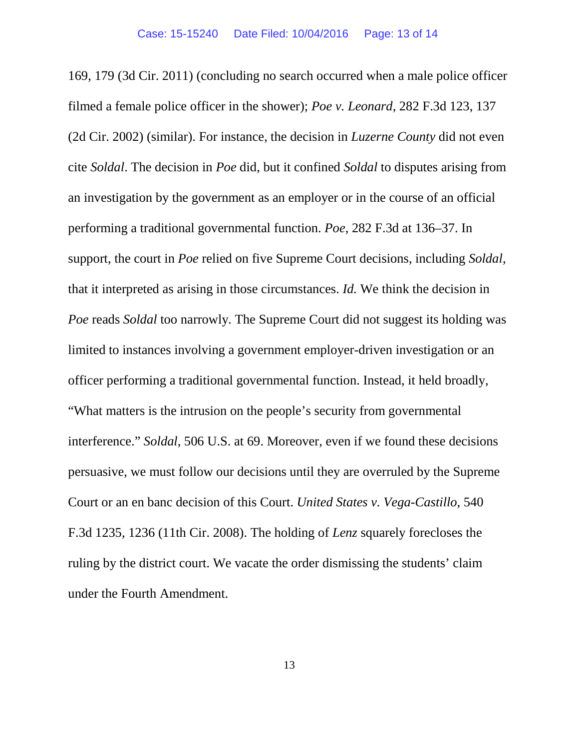169, 179 (3d Cir. 2011) (concluding no search occurred when a male police officer filmed a female police officer in the shower); *Poe v. Leonard*, 282 F.3d 123, 137 (2d Cir. 2002) (similar). For instance, the decision in *Luzerne County* did not even cite *Soldal*. The decision in *Poe* did, but it confined *Soldal* to disputes arising from an investigation by the government as an employer or in the course of an official performing a traditional governmental function. *Poe*, 282 F.3d at 136–37. In support, the court in *Poe* relied on five Supreme Court decisions, including *Soldal*, that it interpreted as arising in those circumstances. *Id.* We think the decision in *Poe* reads *Soldal* too narrowly. The Supreme Court did not suggest its holding was limited to instances involving a government employer-driven investigation or an officer performing a traditional governmental function. Instead, it held broadly, "What matters is the intrusion on the people's security from governmental interference." *Soldal*, 506 U.S. at 69. Moreover, even if we found these decisions persuasive, we must follow our decisions until they are overruled by the Supreme Court or an en banc decision of this Court. *United States v. Vega-Castillo*, 540 F.3d 1235, 1236 (11th Cir. 2008). The holding of *Lenz* squarely forecloses the ruling by the district court. We vacate the order dismissing the students' claim under the Fourth Amendment.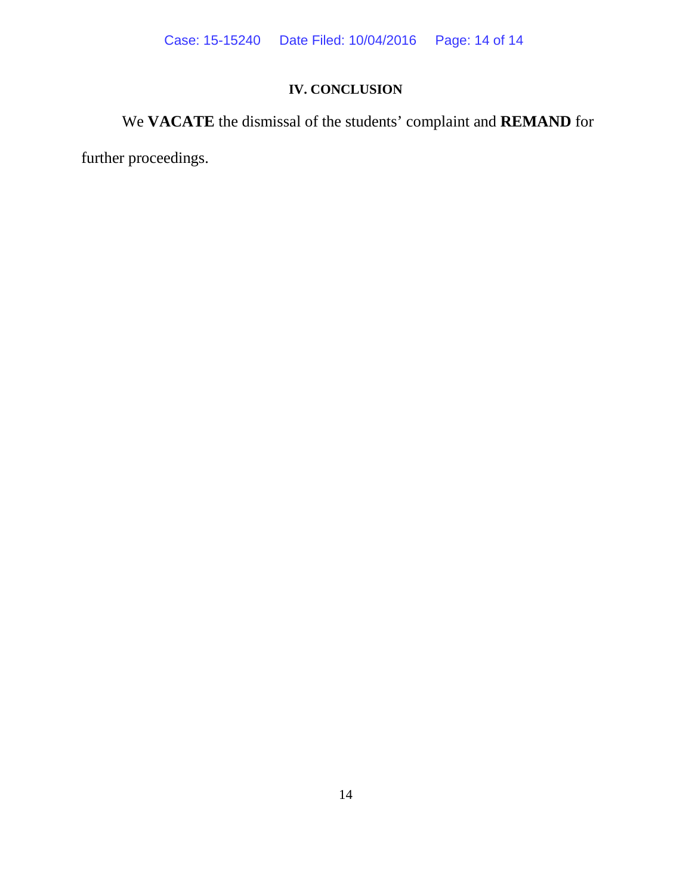## IV. CONCLUSION

We **VACATE** the dismissal of the students' complaint and **REMAND** for further proceedings.